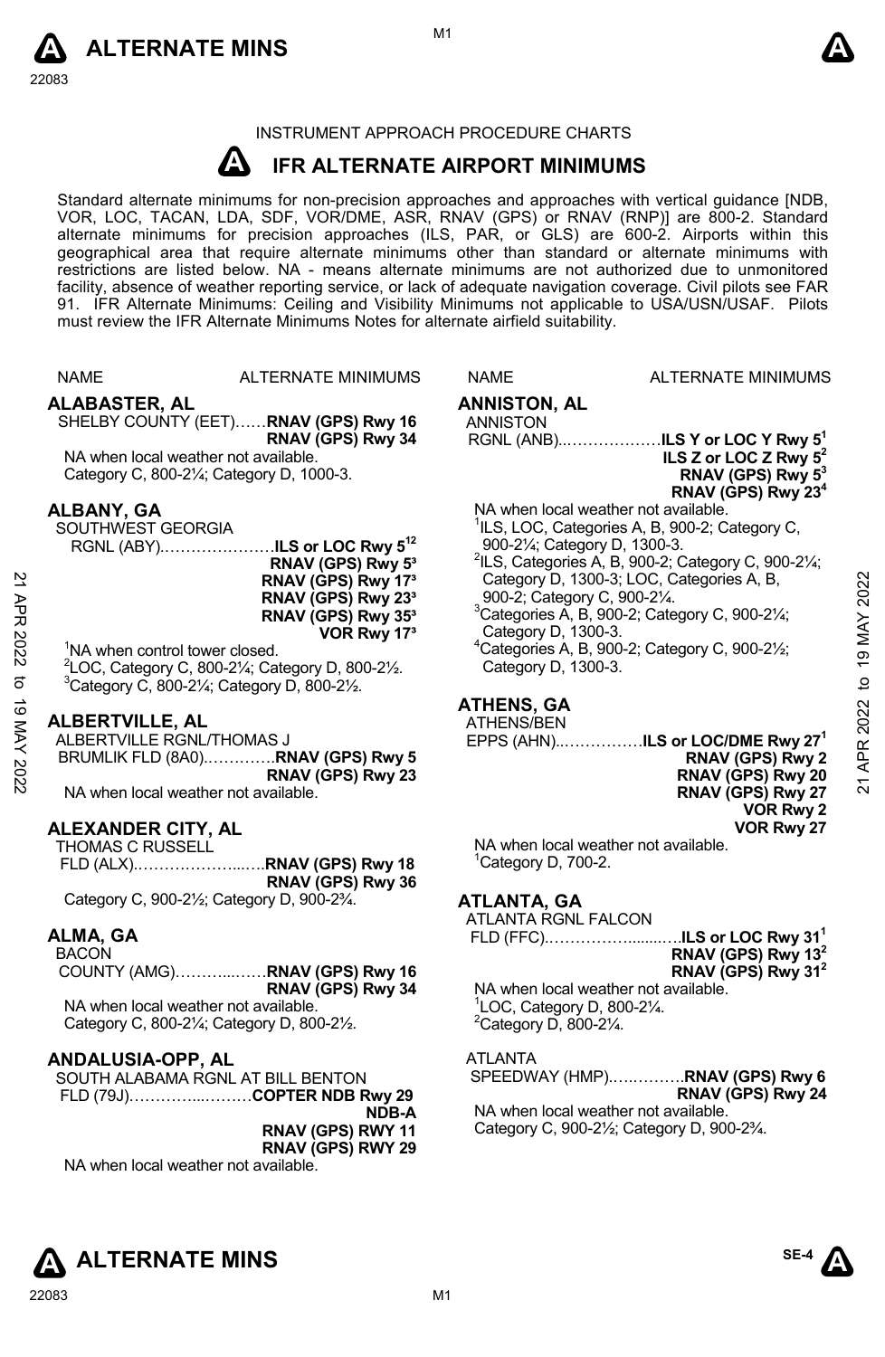INSTRUMENT APPROACH PROCEDURE CHARTS

# IFR ALTERNATE AIRPORT MINIMUMS

Standard alternate minimums for non-precision approaches and approaches with vertical guidance [NDB, VOR, LOC, TACAN, LDA, SDF, VOR/DME, ASR, RNAV (GPS) or RNAV (RNP)] are 800-2. Standard alternate minimums for precision approaches (ILS, PAR, or GLS) are 600-2. Airports within this geographical area that require alternate minimums other than standard or alternate minimums with restrictions are listed below. NA - means alternate minimums are not authorized due to unmonitored facility, absence of weather reporting service, or lack of adequate navigation coverage. Civil pilots see FAR 91. IFR Alternate Minimums: Ceiling and Visibility Minimums not applicable to USA/USN/USAF. Pilots must review the IFR Alternate Minimums Notes for alternate airfield suitability.

NAME — ALTERNATE MINIMUMS

## ALABASTER, AL

SHELBY COUNTY (EET)……**RNAV (GPS) Rwy 16**
**RNAV (GPS) Rwy 34**

NA when local weather not available.
Category C, 800-2¼; Category D, 1000-3.

## ALBANY, GA

SOUTHWEST GEORGIA RGNL (ABY)…………………**ILS or LOC Rwy 5**[1,2]
**RNAV (GPS) Rwy 5**[3]
**RNAV (GPS) Rwy 17**[3]
**RNAV (GPS) Rwy 23**[3]
**RNAV (GPS) Rwy 35**[3]
**VOR Rwy 17**[3]

[1]NA when control tower closed.
[2]LOC, Category C, 800-2¼; Category D, 800-2½.
[3]Category C, 800-2¼; Category D, 800-2½.

## ALBERTVILLE, AL

ALBERTVILLE RGNL/THOMAS J BRUMLIK FLD (8A0)…………..**RNAV (GPS) Rwy 5**
**RNAV (GPS) Rwy 23**

NA when local weather not available.

## ALEXANDER CITY, AL

THOMAS C RUSSELL FLD (ALX)………………....…**RNAV (GPS) Rwy 18**
**RNAV (GPS) Rwy 36**

Category C, 900-2½; Category D, 900-2¾.

## ALMA, GA

BACON COUNTY (AMG)………...……**RNAV (GPS) Rwy 16**
**RNAV (GPS) Rwy 34**

NA when local weather not available.
Category C, 800-2¼; Category D, 800-2½.

## ANDALUSIA-OPP, AL

SOUTH ALABAMA RGNL AT BILL BENTON FLD (79J)…………...………**COPTER NDB Rwy 29**
**NDB-A**
**RNAV (GPS) RWY 11**
**RNAV (GPS) RWY 29**

NA when local weather not available.

## ANNISTON, AL

ANNISTON RGNL (ANB)..………………**ILS Y or LOC Y Rwy 5**[1]
**ILS Z or LOC Z Rwy 5**[2]
**RNAV (GPS) Rwy 5**[3]
**RNAV (GPS) Rwy 23**[4]

NA when local weather not available.
[1]ILS, LOC, Categories A, B, 900-2; Category C, 900-2¼; Category D, 1300-3.
[2]ILS, Categories A, B, 900-2; Category C, 900-2¼; Category D, 1300-3; LOC, Categories A, B, 900-2; Category C, 900-2¼.
[3]Categories A, B, 900-2; Category C, 900-2¼; Category D, 1300-3.
[4]Categories A, B, 900-2; Category C, 900-2½; Category D, 1300-3.

## ATHENS, GA

ATHENS/BEN EPPS (AHN)..……………**ILS or LOC/DME Rwy 27**[1]
**RNAV (GPS) Rwy 2**
**RNAV (GPS) Rwy 20**
**RNAV (GPS) Rwy 27**
**VOR Rwy 2**
**VOR Rwy 27**

NA when local weather not available.
[1]Category D, 700-2.

## ATLANTA, GA

ATLANTA RGNL FALCON FLD (FFC).……………........…**ILS or LOC Rwy 31**[1]
**RNAV (GPS) Rwy 13**[2]
**RNAV (GPS) Rwy 31**[2]

NA when local weather not available.
[1]LOC, Category D, 800-2¼.
[2]Category D, 800-2¼.

ATLANTA SPEEDWAY (HMP).…..………**RNAV (GPS) Rwy 6**
**RNAV (GPS) Rwy 24**

NA when local weather not available.
Category C, 900-2½; Category D, 900-2¾.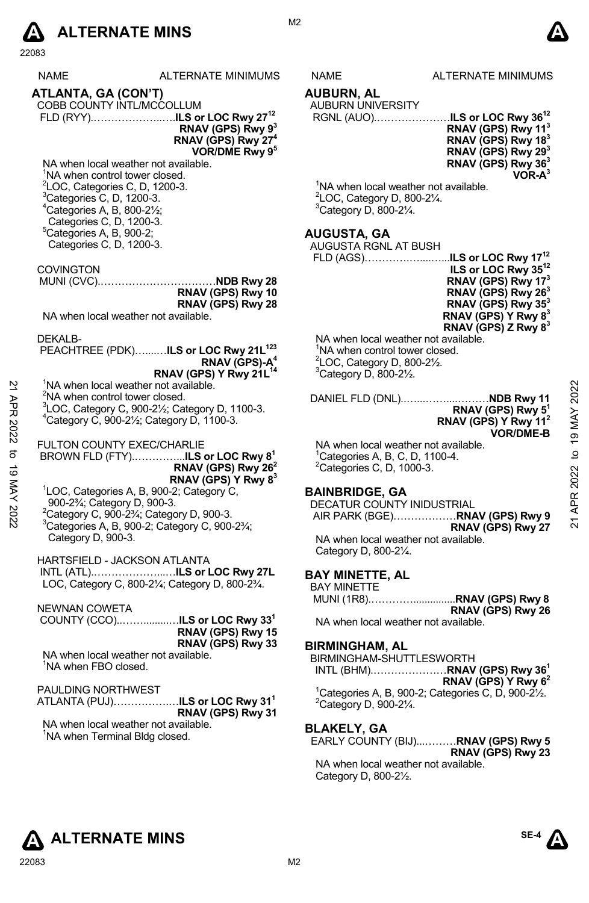| NAME | ALTERNATE MINIMUMS |
|---|---|

## ATLANTA, GA (CON'T)

COBB COUNTY INTL/MCCOLLUM FLD (RYY)……………………**ILS or LOC Rwy 27**[12]
**RNAV (GPS) Rwy 9**[3]
**RNAV (GPS) Rwy 27**[4]
**VOR/DME Rwy 9**[5]

NA when local weather not available.
[1]NA when control tower closed.
[2]LOC, Categories C, D, 1200-3.
[3]Categories C, D, 1200-3.
[4]Categories A, B, 800-2½; Categories C, D, 1200-3.
[5]Categories A, B, 900-2; Categories C, D, 1200-3.

COVINGTON MUNI (CVC)……………………………**NDB Rwy 28**
**RNAV (GPS) Rwy 10**
**RNAV (GPS) Rwy 28**

NA when local weather not available.

DEKALB-PEACHTREE (PDK)……**ILS or LOC Rwy 21L**[123]
**RNAV (GPS)-A**[4]
**RNAV (GPS) Y Rwy 21L**[14]

[1]NA when local weather not available.
[2]NA when control tower closed.
[3]LOC, Category C, 900-2½; Category D, 1100-3.
[4]Category C, 900-2½; Category D, 1100-3.

FULTON COUNTY EXEC/CHARLIE BROWN FLD (FTY)…………...**ILS or LOC Rwy 8**[1]
**RNAV (GPS) Rwy 26**[2]
**RNAV (GPS) Y Rwy 8**[3]

[1]LOC, Categories A, B, 900-2; Category C, 900-2¾; Category D, 900-3.
[2]Category C, 900-2¾; Category D, 900-3.
[3]Categories A, B, 900-2; Category C, 900-2¾; Category D, 900-3.

HARTSFIELD - JACKSON ATLANTA INTL (ATL)……………………**ILS or LOC Rwy 27L**
LOC, Category C, 800-2¼; Category D, 800-2¾.

NEWNAN COWETA COUNTY (CCO)………………**ILS or LOC Rwy 33**[1]
**RNAV (GPS) Rwy 15**
**RNAV (GPS) Rwy 33**

NA when local weather not available.
[1]NA when FBO closed.

PAULDING NORTHWEST ATLANTA (PUJ)………………**ILS or LOC Rwy 31**[1]
**RNAV (GPS) Rwy 31**

NA when local weather not available.
[1]NA when Terminal Bldg closed.

## AUBURN, AL

AUBURN UNIVERSITY RGNL (AUO)…………………**ILS or LOC Rwy 36**[12]
**RNAV (GPS) Rwy 11**[3]
**RNAV (GPS) Rwy 18**[3]
**RNAV (GPS) Rwy 29**[3]
**RNAV (GPS) Rwy 36**[3]
**VOR-A**[3]

[1]NA when local weather not available.
[2]LOC, Category D, 800-2¼.
[3]Category D, 800-2¼.

## AUGUSTA, GA

AUGUSTA RGNL AT BUSH FLD (AGS)…………………**ILS or LOC Rwy 17**[12]
**ILS or LOC Rwy 35**[12]
**RNAV (GPS) Rwy 17**[3]
**RNAV (GPS) Rwy 26**[3]
**RNAV (GPS) Rwy 35**[3]
**RNAV (GPS) Y Rwy 8**[3]
**RNAV (GPS) Z Rwy 8**[3]

NA when local weather not available.
[1]NA when control tower closed.
[2]LOC, Category D, 800-2½.
[3]Category D, 800-2½.

DANIEL FLD (DNL)…………………**NDB Rwy 11**
**RNAV (GPS) Rwy 5**[1]
**RNAV (GPS) Y Rwy 11**[2]
**VOR/DME-B**

NA when local weather not available.
[1]Categories A, B, C, D, 1100-4.
[2]Categories C, D, 1000-3.

## BAINBRIDGE, GA

DECATUR COUNTY INIDUSTRIAL AIR PARK (BGE)………………**RNAV (GPS) Rwy 9**
**RNAV (GPS) Rwy 27**

NA when local weather not available.
Category D, 800-2¼.

## BAY MINETTE, AL

BAY MINETTE MUNI (1R8)…………………**RNAV (GPS) Rwy 8**
**RNAV (GPS) Rwy 26**

NA when local weather not available.

## BIRMINGHAM, AL

BIRMINGHAM-SHUTTLESWORTH INTL (BHM)…………………**RNAV (GPS) Rwy 36**[1]
**RNAV (GPS) Y Rwy 6**[2]

[1]Categories A, B, 900-2; Categories C, D, 900-2½.
[2]Category D, 900-2¼.

## BLAKELY, GA

EARLY COUNTY (BIJ)…………**RNAV (GPS) Rwy 5**
**RNAV (GPS) Rwy 23**

NA when local weather not available.
Category D, 800-2½.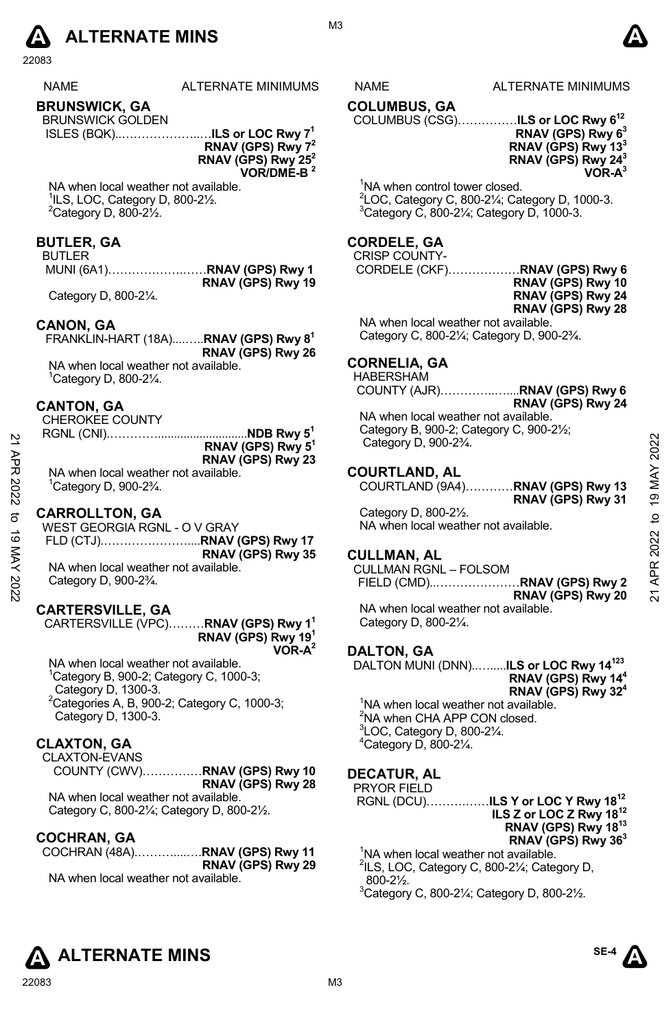# ALTERNATE MINS

| NAME | ALTERNATE MINIMUMS |
|---|---|

## BRUNSWICK, GA

BRUNSWICK GOLDEN ISLES (BQK)……**ILS or LOC Rwy 7**[1]
**RNAV (GPS) Rwy 7**[2]
**RNAV (GPS) Rwy 25**[2]
**VOR/DME-B**[2]

NA when local weather not available.
[1]ILS, LOC, Category D, 800-2½.
[2]Category D, 800-2½.

## BUTLER, GA

BUTLER MUNI (6A1)……**RNAV (GPS) Rwy 1**
**RNAV (GPS) Rwy 19**

Category D, 800-2¼.

## CANON, GA

FRANKLIN-HART (18A)……**RNAV (GPS) Rwy 8**[1]
**RNAV (GPS) Rwy 26**

NA when local weather not available.
[1]Category D, 800-2¼.

## CANTON, GA

CHEROKEE COUNTY RGNL (CNI)……**NDB Rwy 5**[1]
**RNAV (GPS) Rwy 5**[1]
**RNAV (GPS) Rwy 23**

NA when local weather not available.
[1]Category D, 900-2¾.

## CARROLLTON, GA

WEST GEORGIA RGNL - O V GRAY FLD (CTJ)……**RNAV (GPS) Rwy 17**
**RNAV (GPS) Rwy 35**

NA when local weather not available.
Category D, 900-2¾.

## CARTERSVILLE, GA

CARTERSVILLE (VPC)……**RNAV (GPS) Rwy 1**[1]
**RNAV (GPS) Rwy 19**[1]
**VOR-A**[2]

NA when local weather not available.
[1]Category B, 900-2; Category C, 1000-3; Category D, 1300-3.
[2]Categories A, B, 900-2; Category C, 1000-3; Category D, 1300-3.

## CLAXTON, GA

CLAXTON-EVANS COUNTY (CWV)……**RNAV (GPS) Rwy 10**
**RNAV (GPS) Rwy 28**

NA when local weather not available.
Category C, 800-2¼; Category D, 800-2½.

## COCHRAN, GA

COCHRAN (48A)……**RNAV (GPS) Rwy 11**
**RNAV (GPS) Rwy 29**

NA when local weather not available.

## COLUMBUS, GA

COLUMBUS (CSG)……**ILS or LOC Rwy 6**[12]
**RNAV (GPS) Rwy 6**[3]
**RNAV (GPS) Rwy 13**[3]
**RNAV (GPS) Rwy 24**[3]
**VOR-A**[3]

[1]NA when control tower closed.
[2]LOC, Category C, 800-2¼; Category D, 1000-3.
[3]Category C, 800-2¼; Category D, 1000-3.

## CORDELE, GA

CRISP COUNTY-CORDELE (CKF)……**RNAV (GPS) Rwy 6**
**RNAV (GPS) Rwy 10**
**RNAV (GPS) Rwy 24**
**RNAV (GPS) Rwy 28**

NA when local weather not available.
Category C, 800-2¼; Category D, 900-2¾.

## CORNELIA, GA

HABERSHAM COUNTY (AJR)……**RNAV (GPS) Rwy 6**
**RNAV (GPS) Rwy 24**

NA when local weather not available.
Category B, 900-2; Category C, 900-2½; Category D, 900-2¾.

## COURTLAND, AL

COURTLAND (9A4)……**RNAV (GPS) Rwy 13**
**RNAV (GPS) Rwy 31**

Category D, 800-2½.
NA when local weather not available.

## CULLMAN, AL

CULLMAN RGNL – FOLSOM FIELD (CMD)……**RNAV (GPS) Rwy 2**
**RNAV (GPS) Rwy 20**

NA when local weather not available.
Category D, 800-2¼.

## DALTON, GA

DALTON MUNI (DNN)……**ILS or LOC Rwy 14**[123]
**RNAV (GPS) Rwy 14**[4]
**RNAV (GPS) Rwy 32**[4]

[1]NA when local weather not available.
[2]NA when CHA APP CON closed.
[3]LOC, Category D, 800-2¼.
[4]Category D, 800-2¼.

## DECATUR, AL

PRYOR FIELD RGNL (DCU)……**ILS Y or LOC Y Rwy 18**[12]
**ILS Z or LOC Z Rwy 18**[12]
**RNAV (GPS) Rwy 18**[13]
**RNAV (GPS) Rwy 36**[3]

[1]NA when local weather not available.
[2]ILS, LOC, Category C, 800-2¼; Category D, 800-2½.
[3]Category C, 800-2¼; Category D, 800-2½.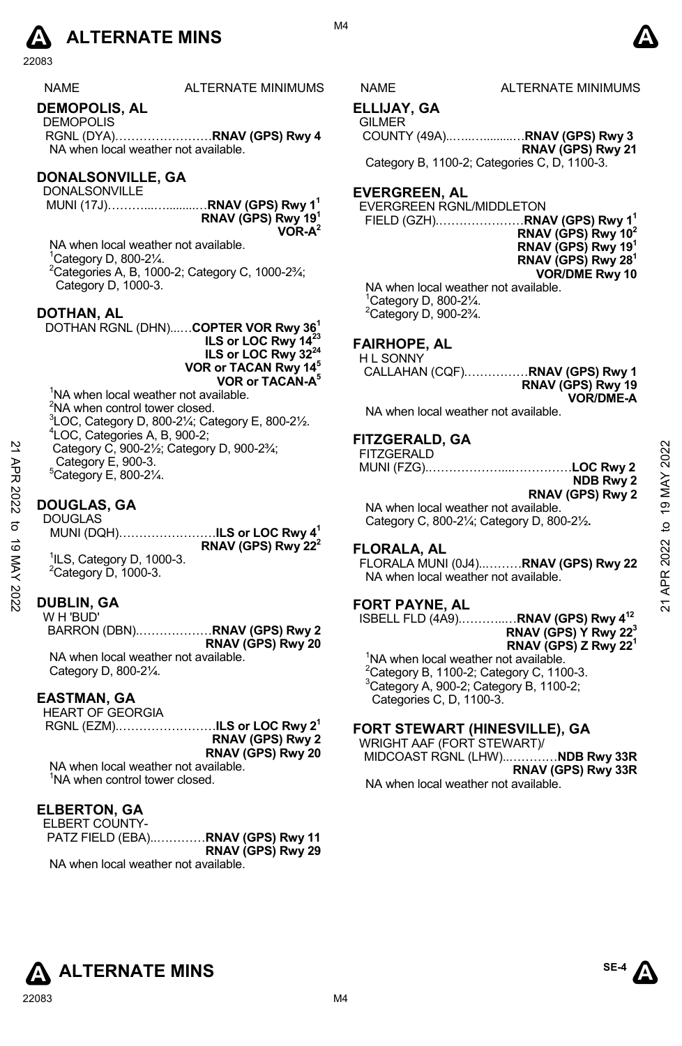# ALTERNATE MINS

| NAME | ALTERNATE MINIMUMS |
|---|---|

## DEMOPOLIS, AL

DEMOPOLIS RGNL (DYA)……………………**RNAV (GPS) Rwy 4**

NA when local weather not available.

## DONALSONVILLE, GA

DONALSONVILLE MUNI (17J)………...….........…**RNAV (GPS) Rwy 1**[1]
**RNAV (GPS) Rwy 19**[1]
**VOR-A**[2]

NA when local weather not available.
[1]Category D, 800-2¼.
[2]Categories A, B, 1000-2; Category C, 1000-2¾; Category D, 1000-3.

## DOTHAN, AL

DOTHAN RGNL (DHN)...…**COPTER VOR Rwy 36**[1]
**ILS or LOC Rwy 14**[23]
**ILS or LOC Rwy 32**[24]
**VOR or TACAN Rwy 14**[5]
**VOR or TACAN-A**[5]

[1]NA when local weather not available.
[2]NA when control tower closed.
[3]LOC, Category D, 800-2¼; Category E, 800-2½.
[4]LOC, Categories A, B, 900-2; Category C, 900-2½; Category D, 900-2¾; Category E, 900-3.
[5]Category E, 800-2¼.

## DOUGLAS, GA

DOUGLAS MUNI (DQH)……………………**ILS or LOC Rwy 4**[1]
**RNAV (GPS) Rwy 22**[2]

[1]ILS, Category D, 1000-3.
[2]Category D, 1000-3.

## DUBLIN, GA

W H 'BUD' BARRON (DBN)..………………**RNAV (GPS) Rwy 2**
**RNAV (GPS) Rwy 20**

NA when local weather not available.
Category D, 800-2¼.

## EASTMAN, GA

HEART OF GEORGIA RGNL (EZM).……………………**ILS or LOC Rwy 2**[1]
**RNAV (GPS) Rwy 2**
**RNAV (GPS) Rwy 20**

NA when local weather not available.
[1]NA when control tower closed.

## ELBERTON, GA

ELBERT COUNTY-PATZ FIELD (EBA)..…………**RNAV (GPS) Rwy 11**
**RNAV (GPS) Rwy 29**

NA when local weather not available.

## ELLIJAY, GA

GILMER COUNTY (49A)..…..…........…**RNAV (GPS) Rwy 3**
**RNAV (GPS) Rwy 21**

Category B, 1100-2; Categories C, D, 1100-3.

## EVERGREEN, AL

EVERGREEN RGNL/MIDDLETON FIELD (GZH)…………………**RNAV (GPS) Rwy 1**[1]
**RNAV (GPS) Rwy 10**[2]
**RNAV (GPS) Rwy 19**[1]
**RNAV (GPS) Rwy 28**[1]
**VOR/DME Rwy 10**

NA when local weather not available.
[1]Category D, 800-2¼.
[2]Category D, 900-2¾.

## FAIRHOPE, AL

H L SONNY CALLAHAN (CQF)……………**RNAV (GPS) Rwy 1**
**RNAV (GPS) Rwy 19**
**VOR/DME-A**

NA when local weather not available.

## FITZGERALD, GA

FITZGERALD MUNI (FZG).………………....……………**LOC Rwy 2**
**NDB Rwy 2**
**RNAV (GPS) Rwy 2**

NA when local weather not available.
Category C, 800-2¼; Category D, 800-2½.

## FLORALA, AL

FLORALA MUNI (0J4)..………**RNAV (GPS) Rwy 22**

NA when local weather not available.

## FORT PAYNE, AL

ISBELL FLD (4A9).………...…**RNAV (GPS) Rwy 4**[12]
**RNAV (GPS) Y Rwy 22**[3]
**RNAV (GPS) Z Rwy 22**[1]

[1]NA when local weather not available.
[2]Category B, 1100-2; Category C, 1100-3.
[3]Category A, 900-2; Category B, 1100-2; Categories C, D, 1100-3.

## FORT STEWART (HINESVILLE), GA

WRIGHT AAF (FORT STEWART)/ MIDCOAST RGNL (LHW)..…………**NDB Rwy 33R**
**RNAV (GPS) Rwy 33R**

NA when local weather not available.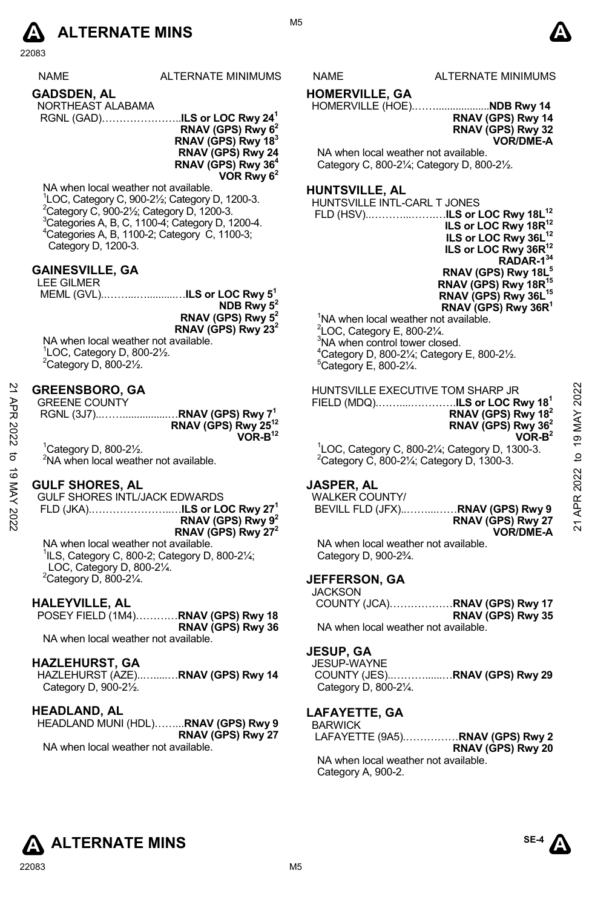# ALTERNATE MINS

| NAME | ALTERNATE MINIMUMS |
|---|---|

## GADSDEN, AL

NORTHEAST ALABAMA
RGNL (GAD)……………………..**ILS or LOC Rwy 24**[1]
**RNAV (GPS) Rwy 6**[2]
**RNAV (GPS) Rwy 18**[3]
**RNAV (GPS) Rwy 24**
**RNAV (GPS) Rwy 36**[4]
**VOR Rwy 6**[2]

NA when local weather not available.
[1]LOC, Category C, 900-2½; Category D, 1200-3.
[2]Category C, 900-2½; Category D, 1200-3.
[3]Categories A, B, C, 1100-4; Category D, 1200-4.
[4]Categories A, B, 1100-2; Category C, 1100-3; Category D, 1200-3.

## GAINESVILLE, GA

LEE GILMER
MEML (GVL)..……...…..........…**ILS or LOC Rwy 5**[1]
**NDB Rwy 5**[2]
**RNAV (GPS) Rwy 5**[2]
**RNAV (GPS) Rwy 23**[2]

NA when local weather not available.
[1]LOC, Category D, 800-2½.
[2]Category D, 800-2½.

## GREENSBORO, GA

GREENE COUNTY
RGNL (3J7)..……..................…**RNAV (GPS) Rwy 7**[1]
**RNAV (GPS) Rwy 25**[12]
**VOR-B**[12]

[1]Category D, 800-2½.
[2]NA when local weather not available.

## GULF SHORES, AL

GULF SHORES INTL/JACK EDWARDS
FLD (JKA).…………………...…**ILS or LOC Rwy 27**[1]
**RNAV (GPS) Rwy 9**[2]
**RNAV (GPS) Rwy 27**[2]

NA when local weather not available.
[1]ILS, Category C, 800-2; Category D, 800-2¼; LOC, Category D, 800-2¼.
[2]Category D, 800-2¼.

## HALEYVILLE, AL

POSEY FIELD (1M4)…………**RNAV (GPS) Rwy 18**
**RNAV (GPS) Rwy 36**

NA when local weather not available.

## HAZLEHURST, GA

HAZLEHURST (AZE)..…....…**RNAV (GPS) Rwy 14**
Category D, 900-2½.

## HEADLAND, AL

HEADLAND MUNI (HDL)……...**RNAV (GPS) Rwy 9**
**RNAV (GPS) Rwy 27**

NA when local weather not available.

## HOMERVILLE, GA

HOMERVILLE (HOE).……...................**NDB Rwy 14**
**RNAV (GPS) Rwy 14**
**RNAV (GPS) Rwy 32**
**VOR/DME-A**

NA when local weather not available.
Category C, 800-2¼; Category D, 800-2½.

## HUNTSVILLE, AL

HUNTSVILLE INTL-CARL T JONES
FLD (HSV)..………...……..…**ILS or LOC Rwy 18L**[12]
**ILS or LOC Rwy 18R**[12]
**ILS or LOC Rwy 36L**[12]
**ILS or LOC Rwy 36R**[12]
**RADAR-1**[34]
**RNAV (GPS) Rwy 18L**[5]
**RNAV (GPS) Rwy 18R**[15]
**RNAV (GPS) Rwy 36L**[15]
**RNAV (GPS) Rwy 36R**[1]

[1]NA when local weather not available.
[2]LOC, Category E, 800-2¼.
[3]NA when control tower closed.
[4]Category D, 800-2¼; Category E, 800-2½.
[5]Category E, 800-2¼.

HUNTSVILLE EXECUTIVE TOM SHARP JR
FIELD (MDQ)……...………….**ILS or LOC Rwy 18**[1]
**RNAV (GPS) Rwy 18**[2]
**RNAV (GPS) Rwy 36**[2]
**VOR-B**[2]

[1]LOC, Category C, 800-2¼; Category D, 1300-3.
[2]Category C, 800-2¼; Category D, 1300-3.

## JASPER, AL

WALKER COUNTY/
BEVILL FLD (JFX)..……...……**RNAV (GPS) Rwy 9**
**RNAV (GPS) Rwy 27**
**VOR/DME-A**

NA when local weather not available.
Category D, 900-2¾.

## JEFFERSON, GA

JACKSON
COUNTY (JCA)………………**RNAV (GPS) Rwy 17**
**RNAV (GPS) Rwy 35**

NA when local weather not available.

## JESUP, GA

JESUP-WAYNE
COUNTY (JES)..……….....…**RNAV (GPS) Rwy 29**
Category D, 800-2¼.

## LAFAYETTE, GA

BARWICK
LAFAYETTE (9A5).……………**RNAV (GPS) Rwy 2**
**RNAV (GPS) Rwy 20**

NA when local weather not available.
Category A, 900-2.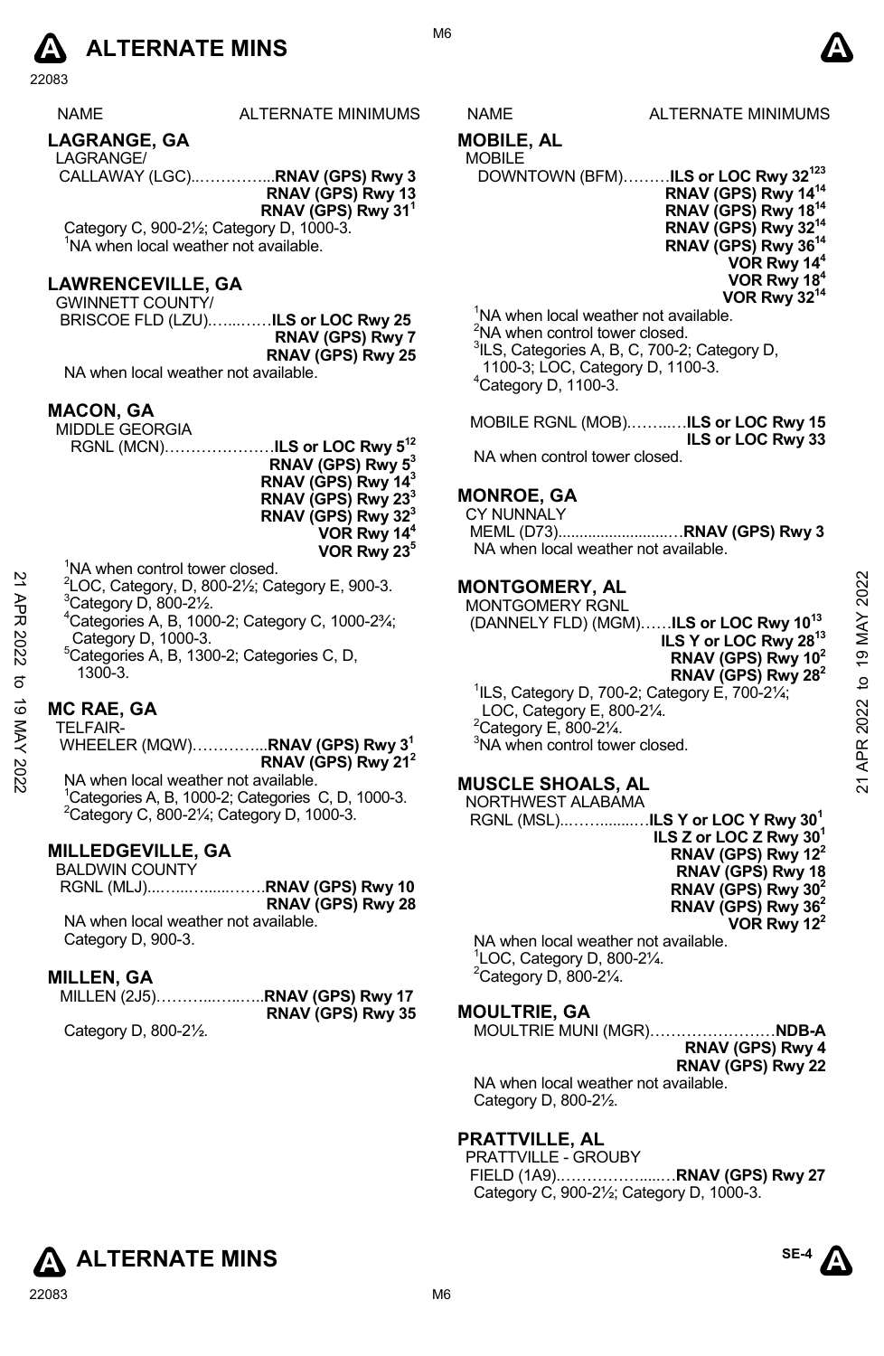# ALTERNATE MINS

| NAME | ALTERNATE MINIMUMS |
|---|---|

## LAGRANGE, GA

LAGRANGE/
CALLAWAY (LGC)................**RNAV (GPS) Rwy 3**
**RNAV (GPS) Rwy 13**
**RNAV (GPS) Rwy 31**[1]

Category C, 900-2½; Category D, 1000-3.
[1]NA when local weather not available.

## LAWRENCEVILLE, GA

GWINNETT COUNTY/
BRISCOE FLD (LZU)...........**ILS or LOC Rwy 25**
**RNAV (GPS) Rwy 7**
**RNAV (GPS) Rwy 25**

NA when local weather not available.

## MACON, GA

MIDDLE GEORGIA
RGNL (MCN)....................**ILS or LOC Rwy 5**[12]
**RNAV (GPS) Rwy 5**[3]
**RNAV (GPS) Rwy 14**[3]
**RNAV (GPS) Rwy 23**[3]
**RNAV (GPS) Rwy 32**[3]
**VOR Rwy 14**[4]
**VOR Rwy 23**[5]

[1]NA when control tower closed.
[2]LOC, Category, D, 800-2½; Category E, 900-3.
[3]Category D, 800-2½.
[4]Categories A, B, 1000-2; Category C, 1000-2¾; Category D, 1000-3.
[5]Categories A, B, 1300-2; Categories C, D, 1300-3.

## MC RAE, GA

TELFAIR-
WHEELER (MQW)...............**RNAV (GPS) Rwy 3**[1]
**RNAV (GPS) Rwy 21**[2]

NA when local weather not available.
[1]Categories A, B, 1000-2; Categories C, D, 1000-3.
[2]Category C, 800-2¼; Category D, 1000-3.

## MILLEDGEVILLE, GA

BALDWIN COUNTY
RGNL (MLJ).....................**RNAV (GPS) Rwy 10**
**RNAV (GPS) Rwy 28**

NA when local weather not available.
Category D, 900-3.

## MILLEN, GA

MILLEN (2J5)....................**RNAV (GPS) Rwy 17**
**RNAV (GPS) Rwy 35**

Category D, 800-2½.

## MOBILE, AL

MOBILE
DOWNTOWN (BFM).........**ILS or LOC Rwy 32**[123]
**RNAV (GPS) Rwy 14**[14]
**RNAV (GPS) Rwy 18**[14]
**RNAV (GPS) Rwy 32**[14]
**RNAV (GPS) Rwy 36**[14]
**VOR Rwy 14**[4]
**VOR Rwy 18**[4]
**VOR Rwy 32**[14]

[1]NA when local weather not available.
[2]NA when control tower closed.
[3]ILS, Categories A, B, C, 700-2; Category D, 1100-3; LOC, Category D, 1100-3.
[4]Category D, 1100-3.

MOBILE RGNL (MOB)..........**ILS or LOC Rwy 15**
**ILS or LOC Rwy 33**

NA when control tower closed.

## MONROE, GA

CY NUNNALY
MEML (D73)..............................**RNAV (GPS) Rwy 3**

NA when local weather not available.

## MONTGOMERY, AL

MONTGOMERY RGNL
(DANNELY FLD) (MGM)......**ILS or LOC Rwy 10**[13]
**ILS Y or LOC Rwy 28**[13]
**RNAV (GPS) Rwy 10**[2]
**RNAV (GPS) Rwy 28**[2]

[1]ILS, Category D, 700-2; Category E, 700-2¼; LOC, Category E, 800-2¼.
[2]Category E, 800-2¼.
[3]NA when control tower closed.

## MUSCLE SHOALS, AL

NORTHWEST ALABAMA
RGNL (MSL)...................**ILS Y or LOC Y Rwy 30**[1]
**ILS Z or LOC Z Rwy 30**[1]
**RNAV (GPS) Rwy 12**[2]
**RNAV (GPS) Rwy 18**
**RNAV (GPS) Rwy 30**[2]
**RNAV (GPS) Rwy 36**[2]
**VOR Rwy 12**[2]

NA when local weather not available.
[1]LOC, Category D, 800-2¼.
[2]Category D, 800-2¼.

## MOULTRIE, GA

MOULTRIE MUNI (MGR)........................**NDB-A**
**RNAV (GPS) Rwy 4**
**RNAV (GPS) Rwy 22**

NA when local weather not available.
Category D, 800-2½.

## PRATTVILLE, AL

PRATTVILLE - GROUBY
FIELD (1A9)..........................**RNAV (GPS) Rwy 27**

Category C, 900-2½; Category D, 1000-3.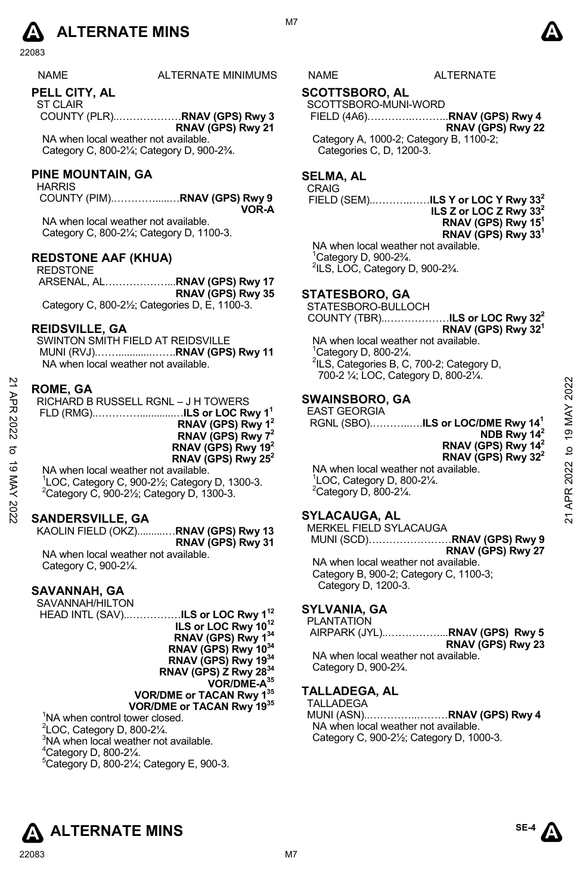| NAME | ALTERNATE MINIMUMS |
|---|---|

## PELL CITY, AL

ST CLAIR
COUNTY (PLR)..………………**RNAV (GPS) Rwy 3**
**RNAV (GPS) Rwy 21**
NA when local weather not available.
Category C, 800-2¼; Category D, 900-2¾.

## PINE MOUNTAIN, GA

HARRIS
COUNTY (PIM)..…………....…**RNAV (GPS) Rwy 9**
**VOR-A**
NA when local weather not available.
Category C, 800-2¼; Category D, 1100-3.

## REDSTONE AAF (KHUA)

REDSTONE
ARSENAL, AL………………...**RNAV (GPS) Rwy 17**
**RNAV (GPS) Rwy 35**
Category C, 800-2½; Categories D, E, 1100-3.

## REIDSVILLE, GA

SWINTON SMITH FIELD AT REIDSVILLE
MUNI (RVJ).……..........…….**RNAV (GPS) Rwy 11**
NA when local weather not available.

## ROME, GA

RICHARD B RUSSELL RGNL – J H TOWERS
FLD (RMG)..…………...........…**ILS or LOC Rwy 1**[1]
**RNAV (GPS) Rwy 1**[2]
**RNAV (GPS) Rwy 7**[2]
**RNAV (GPS) Rwy 19**[2]
**RNAV (GPS) Rwy 25**[2]
NA when local weather not available.
[1]LOC, Category C, 900-2½; Category D, 1300-3.
[2]Category C, 900-2½; Category D, 1300-3.

## SANDERSVILLE, GA

KAOLIN FIELD (OKZ)...........…**RNAV (GPS) Rwy 13**
**RNAV (GPS) Rwy 31**
NA when local weather not available.
Category C, 900-2¼.

## SAVANNAH, GA

SAVANNAH/HILTON
HEAD INTL (SAV)..……………**ILS or LOC Rwy 1**[1,2]
**ILS or LOC Rwy 10**[1,2]
**RNAV (GPS) Rwy 1**[3,4]
**RNAV (GPS) Rwy 10**[3,4]
**RNAV (GPS) Rwy 19**[3,4]
**RNAV (GPS) Z Rwy 28**[3,4]
**VOR/DME-A**[3,5]
**VOR/DME or TACAN Rwy 1**[3,5]
**VOR/DME or TACAN Rwy 19**[3,5]
[1]NA when control tower closed.
[2]LOC, Category D, 800-2¼.
[3]NA when local weather not available.
[4]Category D, 800-2¼.
[5]Category D, 800-2¼; Category E, 900-3.

## SCOTTSBORO, AL

SCOTTSBORO-MUNI-WORD
FIELD (4A6).………..……….**RNAV (GPS) Rwy 4**
**RNAV (GPS) Rwy 22**
Category A, 1000-2; Category B, 1100-2;
Categories C, D, 1200-3.

## SELMA, AL

CRAIG
FIELD (SEM)..………..……**ILS Y or LOC Y Rwy 33**[2]
**ILS Z or LOC Z Rwy 33**[2]
**RNAV (GPS) Rwy 15**[1]
**RNAV (GPS) Rwy 33**[1]
NA when local weather not available.
[1]Category D, 900-2¾.
[2]ILS, LOC, Category D, 900-2¾.

## STATESBORO, GA

STATESBORO-BULLOCH
COUNTY (TBR)..………………**ILS or LOC Rwy 32**[2]
**RNAV (GPS) Rwy 32**[1]
NA when local weather not available.
[1]Category D, 800-2¼.
[2]ILS, Categories B, C, 700-2; Category D, 700-2 ¼; LOC, Category D, 800-2¼.

## SWAINSBORO, GA

EAST GEORGIA
RGNL (SBO).………..….**ILS or LOC/DME Rwy 14**[1]
**NDB Rwy 14**[2]
**RNAV (GPS) Rwy 14**[2]
**RNAV (GPS) Rwy 32**[2]
NA when local weather not available.
[1]LOC, Category D, 800-2¼.
[2]Category D, 800-2¼.

## SYLACAUGA, AL

MERKEL FIELD SYLACAUGA
MUNI (SCD)……………………**RNAV (GPS) Rwy 9**
**RNAV (GPS) Rwy 27**
NA when local weather not available.
Category B, 900-2; Category C, 1100-3;
Category D, 1200-3.

## SYLVANIA, GA

PLANTATION
AIRPARK (JYL)..……………...**RNAV (GPS) Rwy 5**
**RNAV (GPS) Rwy 23**
NA when local weather not available.
Category D, 900-2¾.

## TALLADEGA, AL

TALLADEGA
MUNI (ASN)..…………..………**RNAV (GPS) Rwy 4**
NA when local weather not available.
Category C, 900-2½; Category D, 1000-3.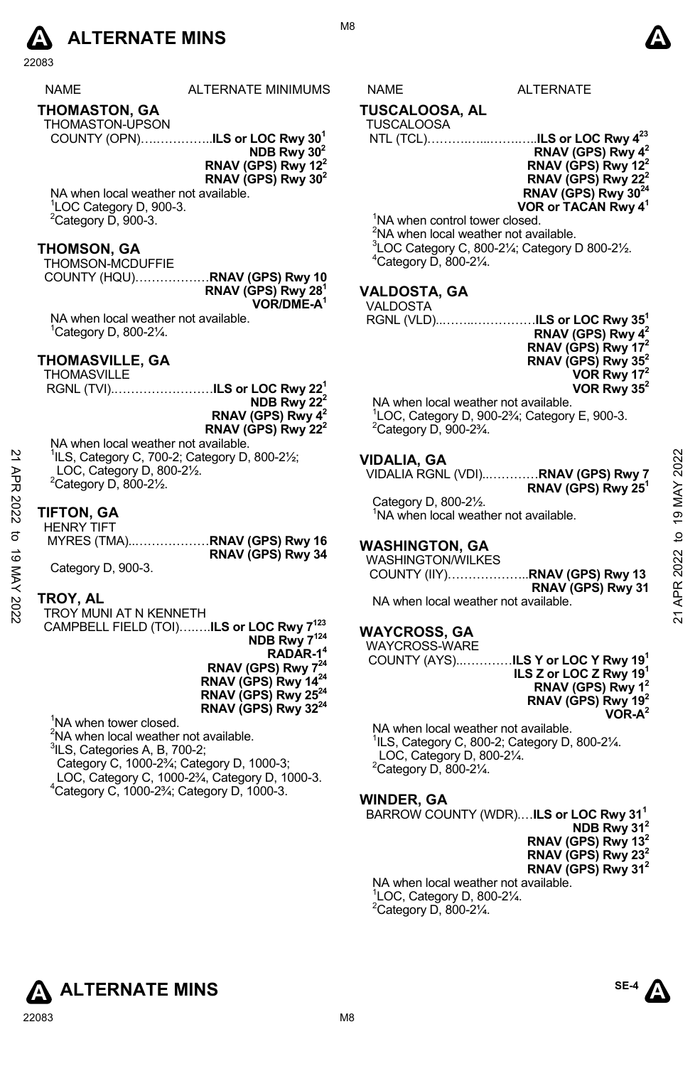# ALTERNATE MINS

| NAME | ALTERNATE MINIMUMS |
|---|---|

## THOMASTON, GA

THOMASTON-UPSON COUNTY (OPN)……………..**ILS or LOC Rwy 30**[1]
**NDB Rwy 30**[2]
**RNAV (GPS) Rwy 12**[2]
**RNAV (GPS) Rwy 30**[2]

NA when local weather not available.
[1]LOC Category D, 900-3.
[2]Category D, 900-3.

## THOMSON, GA

THOMSON-MCDUFFIE COUNTY (HQU)………………**RNAV (GPS) Rwy 10**
**RNAV (GPS) Rwy 28**[1]
**VOR/DME-A**[1]

NA when local weather not available.
[1]Category D, 800-2¼.

## THOMASVILLE, GA

THOMASVILLE RGNL (TVI).……………………**ILS or LOC Rwy 22**[1]
**NDB Rwy 22**[2]
**RNAV (GPS) Rwy 4**[2]
**RNAV (GPS) Rwy 22**[2]

NA when local weather not available.
[1]ILS, Category C, 700-2; Category D, 800-2½; LOC, Category D, 800-2½.
[2]Category D, 800-2½.

## TIFTON, GA

HENRY TIFT MYRES (TMA)..………………**RNAV (GPS) Rwy 16**
**RNAV (GPS) Rwy 34**

Category D, 900-3.

## TROY, AL

TROY MUNI AT N KENNETH CAMPBELL FIELD (TOI)….….**ILS or LOC Rwy 7**[123]
**NDB Rwy 7**[124]
**RADAR-1**[4]
**RNAV (GPS) Rwy 7**[24]
**RNAV (GPS) Rwy 14**[24]
**RNAV (GPS) Rwy 25**[24]
**RNAV (GPS) Rwy 32**[24]

[1]NA when tower closed.
[2]NA when local weather not available.
[3]ILS, Categories A, B, 700-2; Category C, 1000-2¾; Category D, 1000-3; LOC, Category C, 1000-2¾, Category D, 1000-3.
[4]Category C, 1000-2¾; Category D, 1000-3.

## TUSCALOOSA, AL

TUSCALOOSA NTL (TCL)………..…...……..…..**ILS or LOC Rwy 4**[23]
**RNAV (GPS) Rwy 4**[2]
**RNAV (GPS) Rwy 12**[2]
**RNAV (GPS) Rwy 22**[2]
**RNAV (GPS) Rwy 30**[24]
**VOR or TACAN Rwy 4**[1]

[1]NA when control tower closed.
[2]NA when local weather not available.
[3]LOC Category C, 800-2¼; Category D 800-2½.
[4]Category D, 800-2¼.

## VALDOSTA, GA

VALDOSTA RGNL (VLD)..……..……………**ILS or LOC Rwy 35**[1]
**RNAV (GPS) Rwy 4**[2]
**RNAV (GPS) Rwy 17**[2]
**RNAV (GPS) Rwy 35**[2]
**VOR Rwy 17**[2]
**VOR Rwy 35**[2]

NA when local weather not available.
[1]LOC, Category D, 900-2¾; Category E, 900-3.
[2]Category D, 900-2¾.

## VIDALIA, GA

VIDALIA RGNL (VDI)..…………**RNAV (GPS) Rwy 7**
**RNAV (GPS) Rwy 25**[1]

Category D, 800-2½.
[1]NA when local weather not available.

## WASHINGTON, GA

WASHINGTON/WILKES COUNTY (IIY)………………..**RNAV (GPS) Rwy 13**
**RNAV (GPS) Rwy 31**

NA when local weather not available.

## WAYCROSS, GA

WAYCROSS-WARE COUNTY (AYS)..…………**ILS Y or LOC Y Rwy 19**[1]
**ILS Z or LOC Z Rwy 19**[1]
**RNAV (GPS) Rwy 1**[2]
**RNAV (GPS) Rwy 19**[2]
**VOR-A**[2]

NA when local weather not available.
[1]ILS, Category C, 800-2; Category D, 800-2¼. LOC, Category D, 800-2¼.
[2]Category D, 800-2¼.

## WINDER, GA

BARROW COUNTY (WDR).…**ILS or LOC Rwy 31**[1]
**NDB Rwy 31**[2]
**RNAV (GPS) Rwy 13**[2]
**RNAV (GPS) Rwy 23**[2]
**RNAV (GPS) Rwy 31**[2]

NA when local weather not available.
[1]LOC, Category D, 800-2¼.
[2]Category D, 800-2¼.